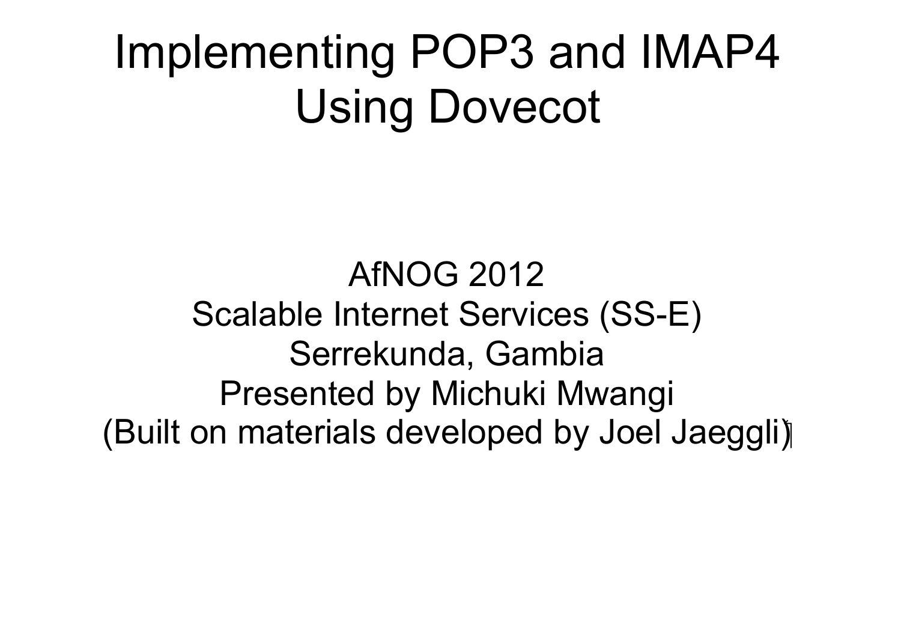# Implementing POP3 and IMAP4 Using Dovecot

AfNOG 2012
Scalable Internet Services (SS-E)
Serrekunda, Gambia
Presented by Michuki Mwangi
(Built on materials developed by Joel Jaeggli)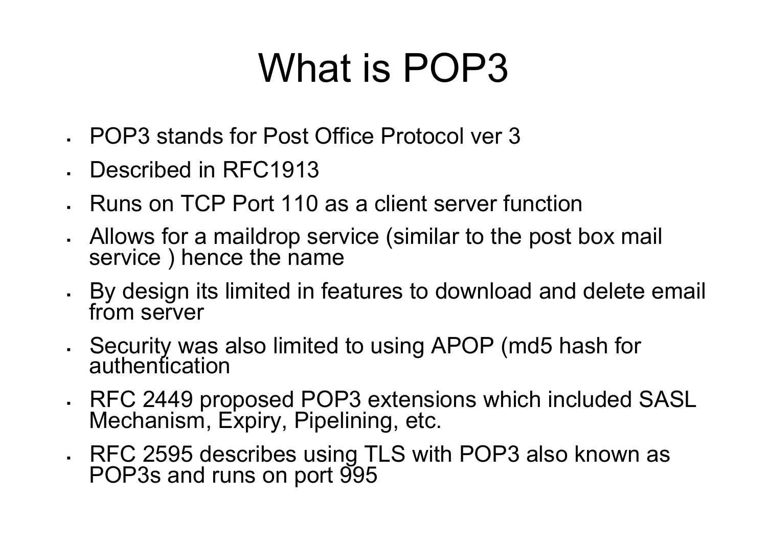# What is POP3

- POP3 stands for Post Office Protocol ver 3
- Described in RFC1913
- Runs on TCP Port 110 as a client server function
- Allows for a maildrop service (similar to the post box mail service ) hence the name
- By design its limited in features to download and delete email from server
- Security was also limited to using APOP (md5 hash for authentication
- RFC 2449 proposed POP3 extensions which included SASL Mechanism, Expiry, Pipelining, etc.
- RFC 2595 describes using TLS with POP3 also known as POP3s and runs on port 995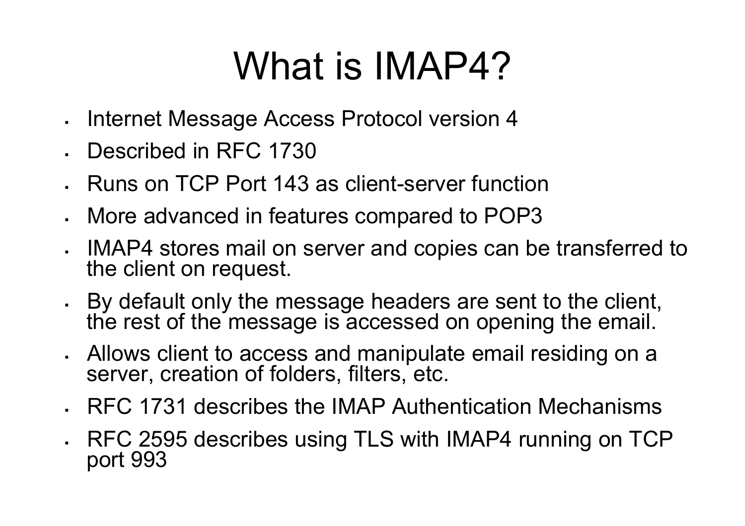# What is IMAP4?

- Internet Message Access Protocol version 4
- Described in RFC 1730
- Runs on TCP Port 143 as client-server function
- More advanced in features compared to POP3
- IMAP4 stores mail on server and copies can be transferred to the client on request.
- By default only the message headers are sent to the client, the rest of the message is accessed on opening the email.
- Allows client to access and manipulate email residing on a server, creation of folders, filters, etc.
- RFC 1731 describes the IMAP Authentication Mechanisms
- RFC 2595 describes using TLS with IMAP4 running on TCP port 993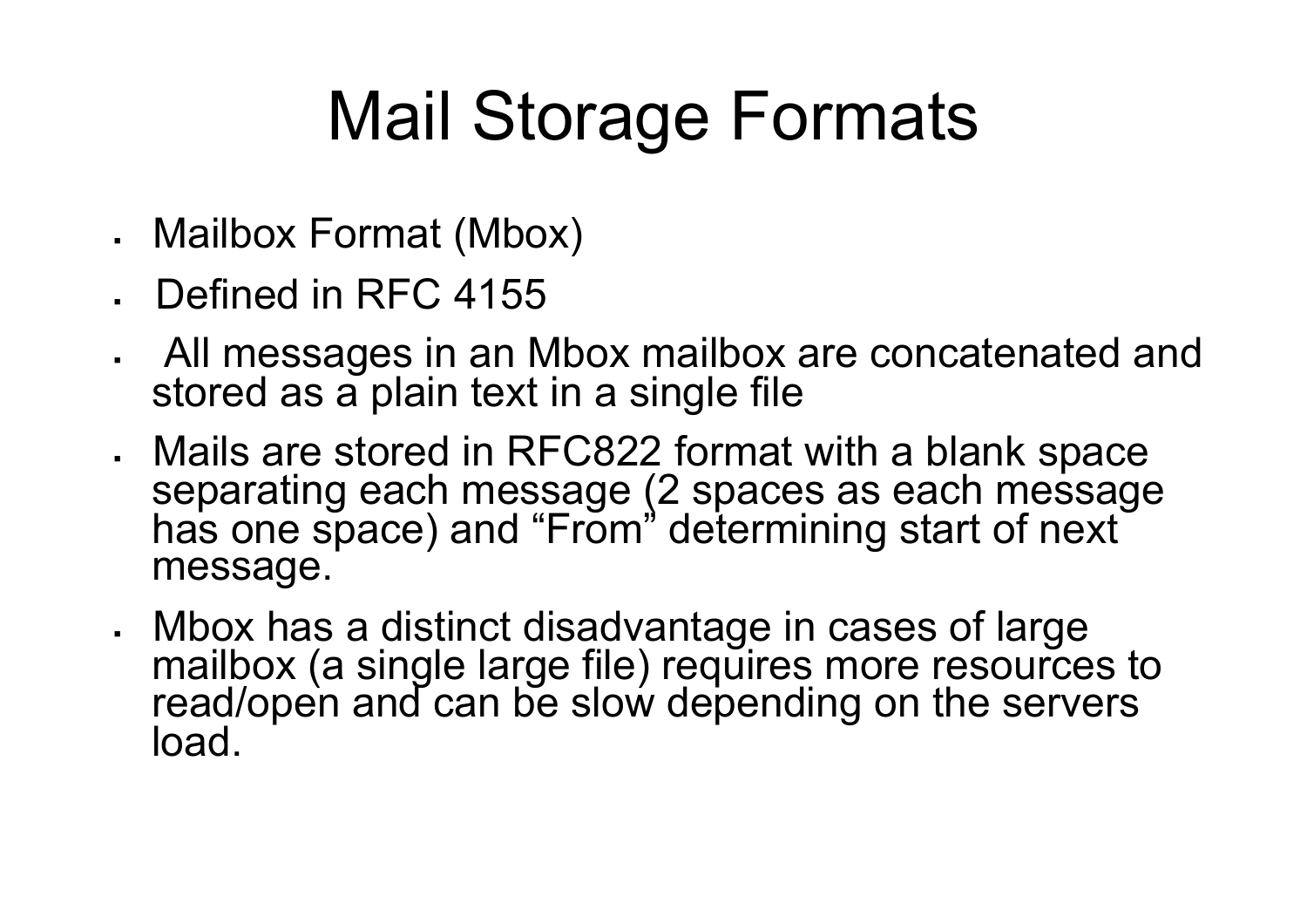# Mail Storage Formats

- Mailbox Format (Mbox)
- Defined in RFC 4155
- All messages in an Mbox mailbox are concatenated and stored as a plain text in a single file
- Mails are stored in RFC822 format with a blank space separating each message (2 spaces as each message has one space) and “From” determining start of next message.
- Mbox has a distinct disadvantage in cases of large mailbox (a single large file) requires more resources to read/open and can be slow depending on the servers load.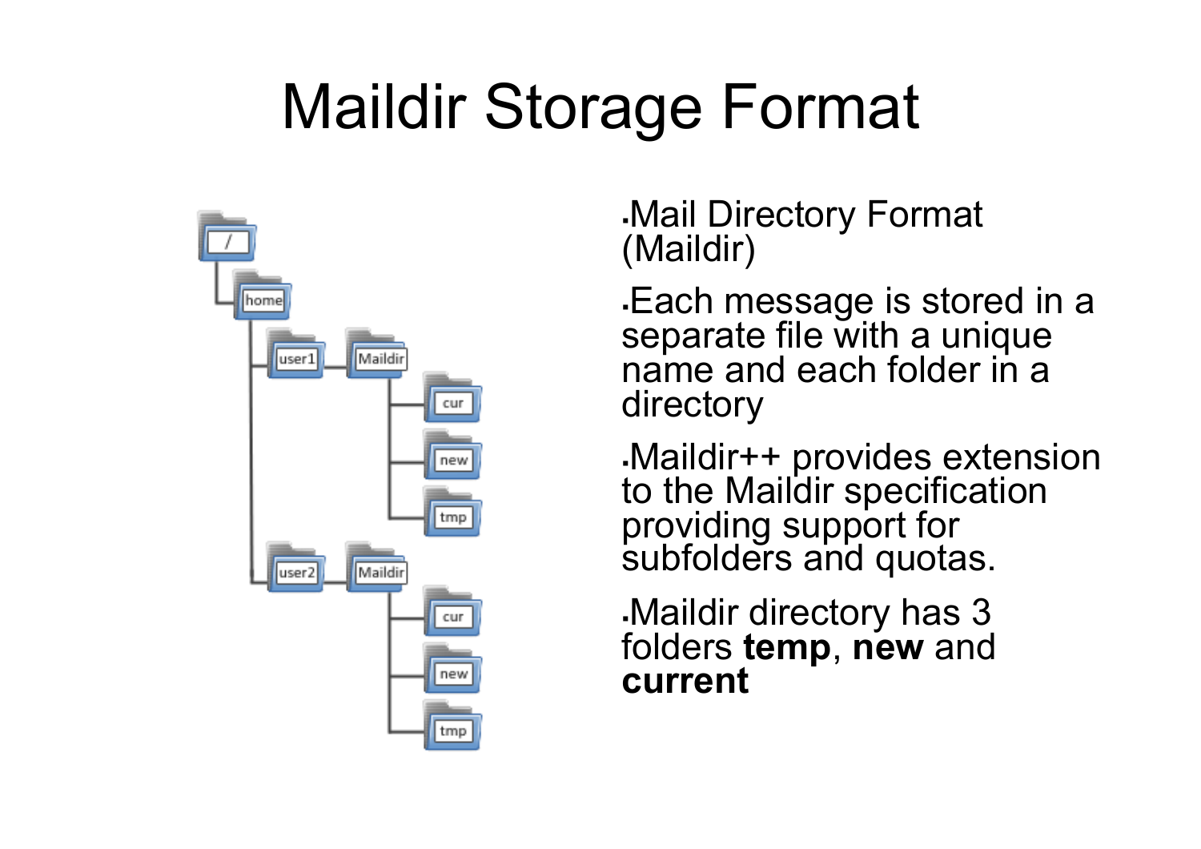# Maildir Storage Format

- Mail Directory Format (Maildir)
- Each message is stored in a separate file with a unique name and each folder in a directory
- Maildir++ provides extension to the Maildir specification providing support for subfolders and quotas.
- Maildir directory has 3 folders **temp**, **new** and **current**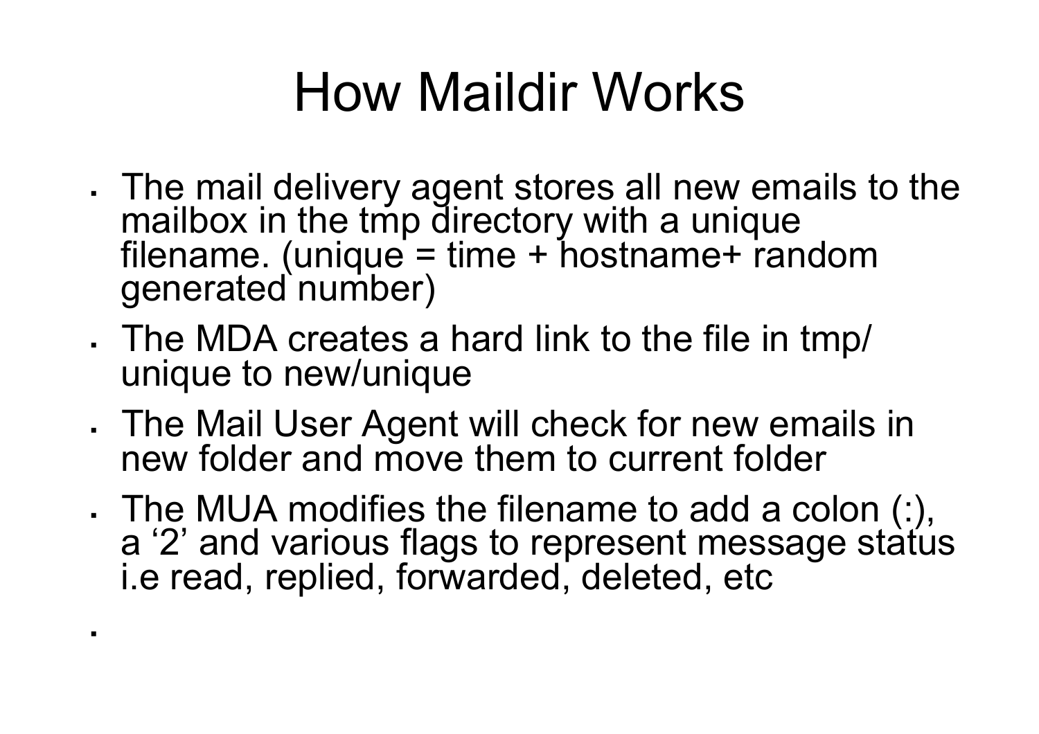# How Maildir Works

- The mail delivery agent stores all new emails to the mailbox in the tmp directory with a unique filename. (unique = time + hostname+ random generated number)
- The MDA creates a hard link to the file in tmp/unique to new/unique
- The Mail User Agent will check for new emails in new folder and move them to current folder
- The MUA modifies the filename to add a colon (:), a ‘2’ and various flags to represent message status i.e read, replied, forwarded, deleted, etc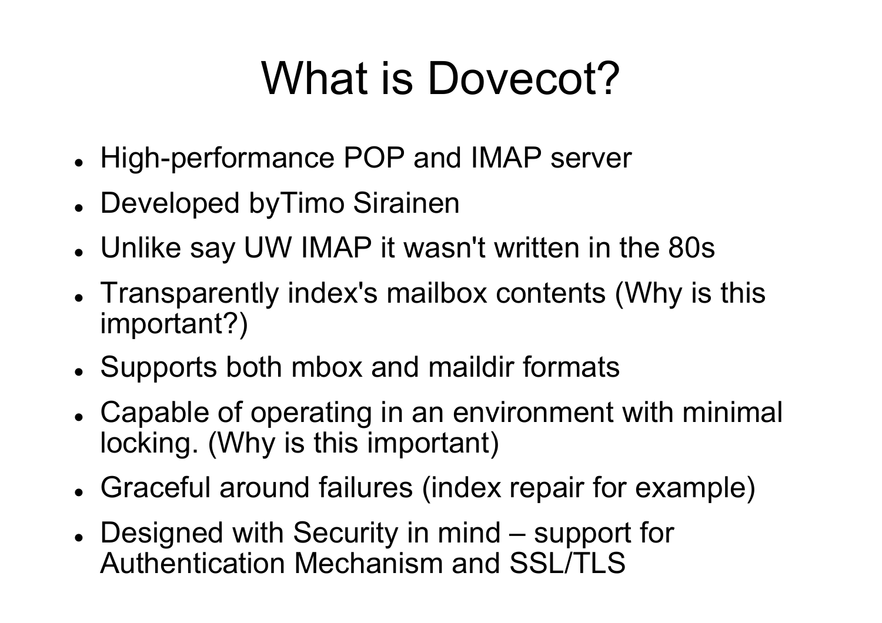# What is Dovecot?

- High-performance POP and IMAP server
- Developed byTimo Sirainen
- Unlike say UW IMAP it wasn't written in the 80s
- Transparently index's mailbox contents (Why is this important?)
- Supports both mbox and maildir formats
- Capable of operating in an environment with minimal locking. (Why is this important)
- Graceful around failures (index repair for example)
- Designed with Security in mind – support for Authentication Mechanism and SSL/TLS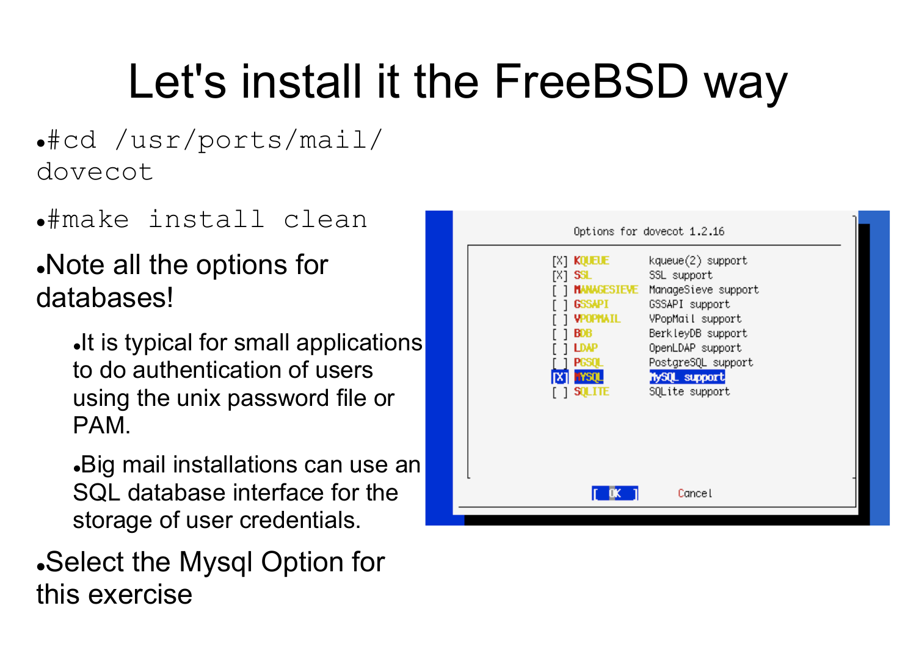# Let's install it the FreeBSD way

- #cd /usr/ports/mail/dovecot
- #make install clean
- Note all the options for databases!
  - It is typical for small applications to do authentication of users using the unix password file or PAM.
  - Big mail installations can use an SQL database interface for the storage of user credentials.
- Select the Mysql Option for this exercise

```
Options for dovecot 1.2.16

[X] KQUEUE        kqueue(2) support
[X] SSL           SSL support
[ ] MANAGESIEVE   ManageSieve support
[ ] GSSAPI        GSSAPI support
[ ] VPOPMAIL      VPopMail support
[ ] BDB           BerkleyDB support
[ ] LDAP          OpenLDAP support
[ ] PGSQL         PostgreSQL support
[X] MYSQL         MySQL support
[ ] SQLITE        SQLite support

[  OK  ]        Cancel
```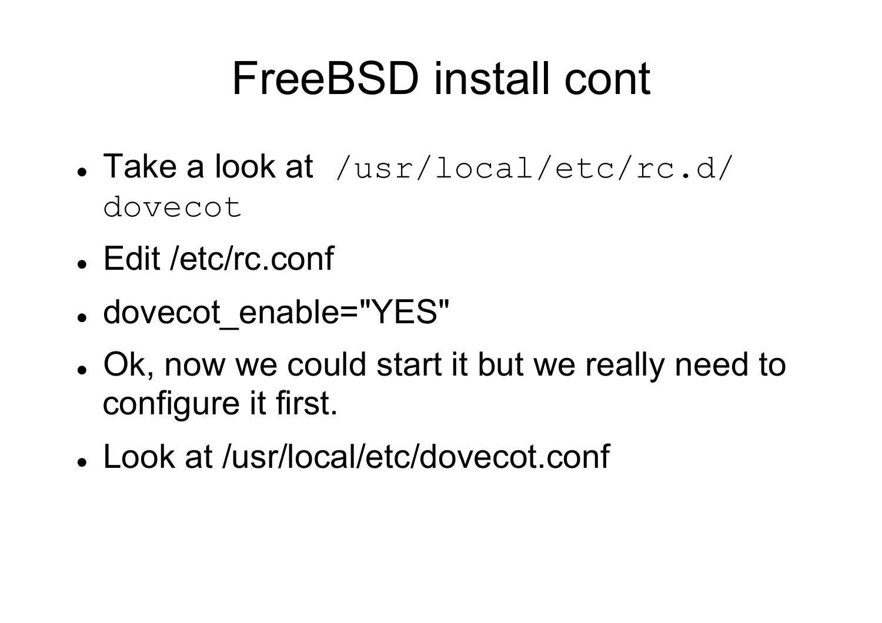# FreeBSD install cont

- Take a look at `/usr/local/etc/rc.d/dovecot`
- Edit /etc/rc.conf
- dovecot_enable="YES"
- Ok, now we could start it but we really need to configure it first.
- Look at /usr/local/etc/dovecot.conf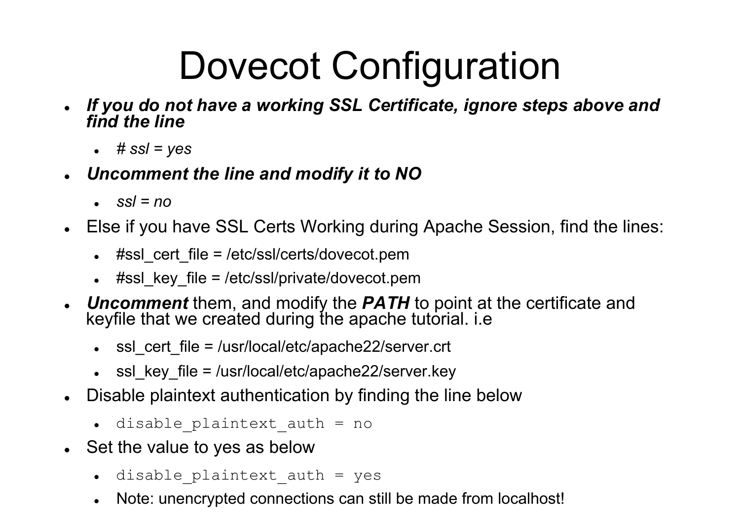# Dovecot Configuration

- ***If you do not have a working SSL Certificate, ignore steps above and find the line***
  - *# ssl = yes*
- ***Uncomment the line and modify it to NO***
  - *ssl = no*
- Else if you have SSL Certs Working during Apache Session, find the lines:
  - #ssl_cert_file = /etc/ssl/certs/dovecot.pem
  - #ssl_key_file = /etc/ssl/private/dovecot.pem
- ***Uncomment*** them, and modify the ***PATH*** to point at the certificate and keyfile that we created during the apache tutorial. i.e
  - ssl_cert_file = /usr/local/etc/apache22/server.crt
  - ssl_key_file = /usr/local/etc/apache22/server.key
- Disable plaintext authentication by finding the line below
  - `disable_plaintext_auth = no`
- Set the value to yes as below
  - `disable_plaintext_auth = yes`
  - Note: unencrypted connections can still be made from localhost!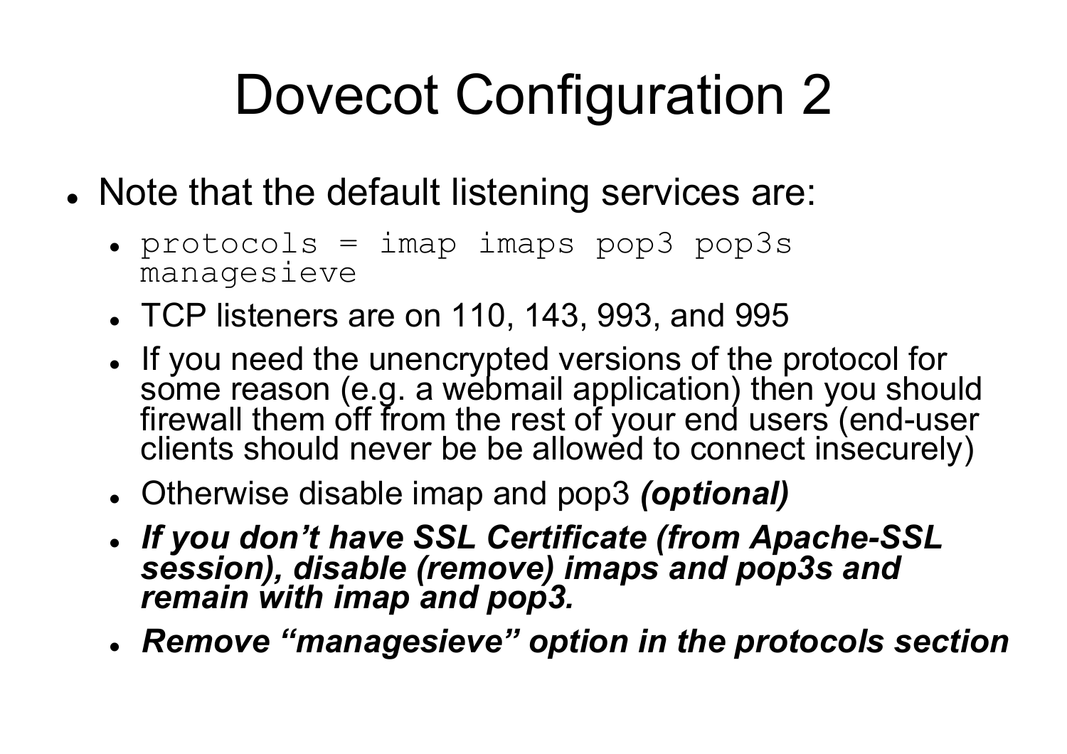# Dovecot Configuration 2

- Note that the default listening services are:
  - `protocols = imap imaps pop3 pop3s managesieve`
  - TCP listeners are on 110, 143, 993, and 995
  - If you need the unencrypted versions of the protocol for some reason (e.g. a webmail application) then you should firewall them off from the rest of your end users (end-user clients should never be be allowed to connect insecurely)
  - Otherwise disable imap and pop3 ***(optional)***
  - ***If you don't have SSL Certificate (from Apache-SSL session), disable (remove) imaps and pop3s and remain with imap and pop3.***
  - ***Remove "managesieve" option in the protocols section***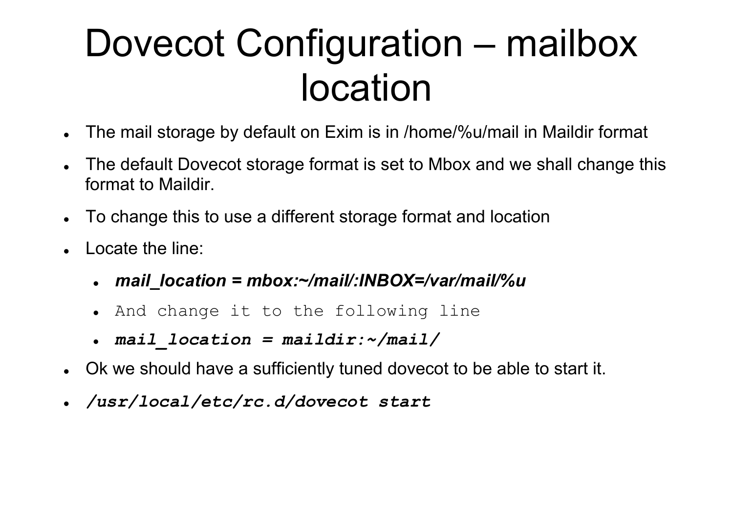# Dovecot Configuration – mailbox location

- The mail storage by default on Exim is in /home/%u/mail in Maildir format
- The default Dovecot storage format is set to Mbox and we shall change this format to Maildir.
- To change this to use a different storage format and location
- Locate the line:
  - ***mail_location = mbox:~/mail/:INBOX=/var/mail/%u***
  - `And change it to the following line`
  - ***`mail_location = maildir:~/mail/`***
- Ok we should have a sufficiently tuned dovecot to be able to start it.
- ***`/usr/local/etc/rc.d/dovecot start`***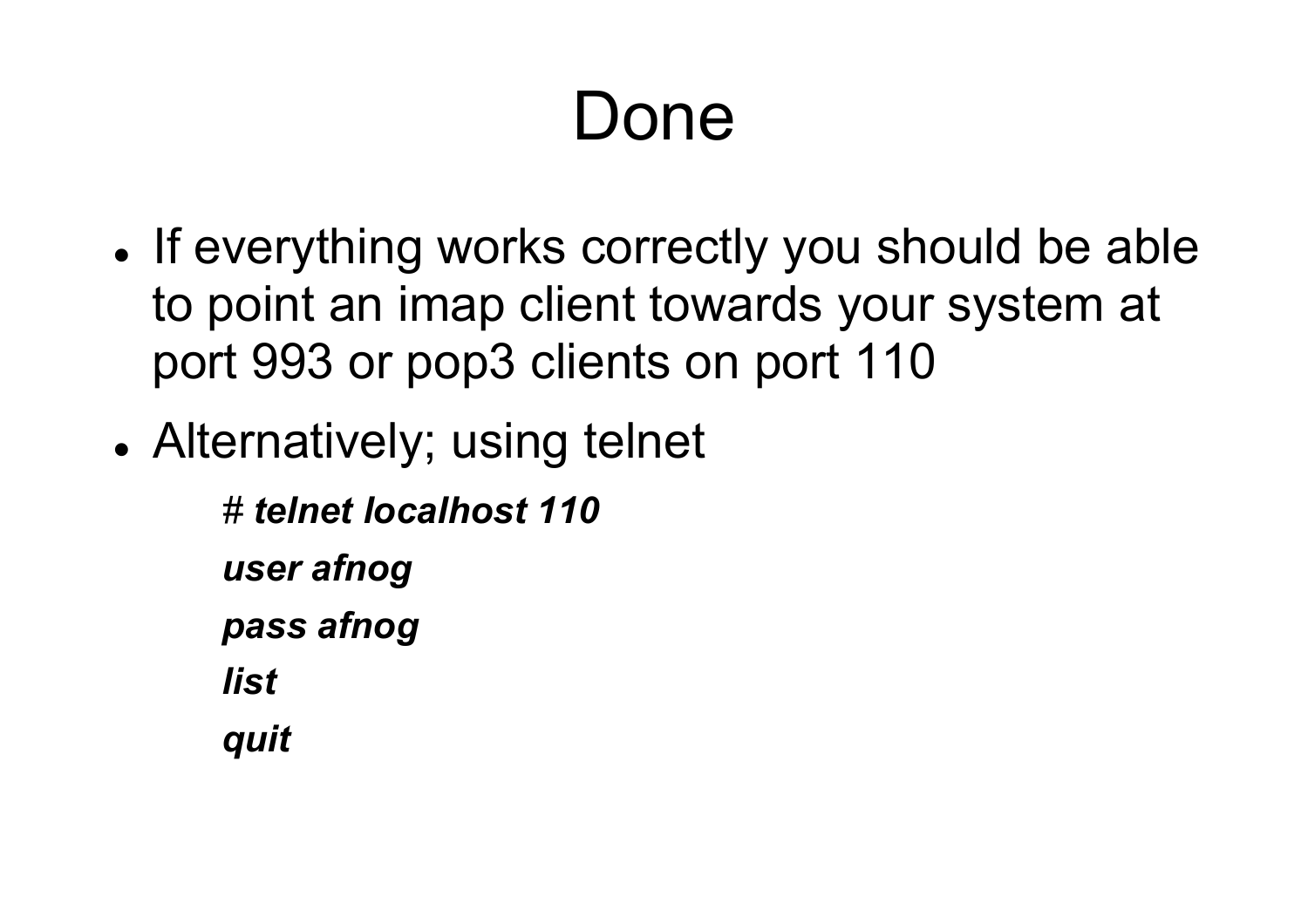# Done

- If everything works correctly you should be able to point an imap client towards your system at port 993 or pop3 clients on port 110
- Alternatively; using telnet

  # ***telnet localhost 110***

  ***user afnog***

  ***pass afnog***

  ***list***

  ***quit***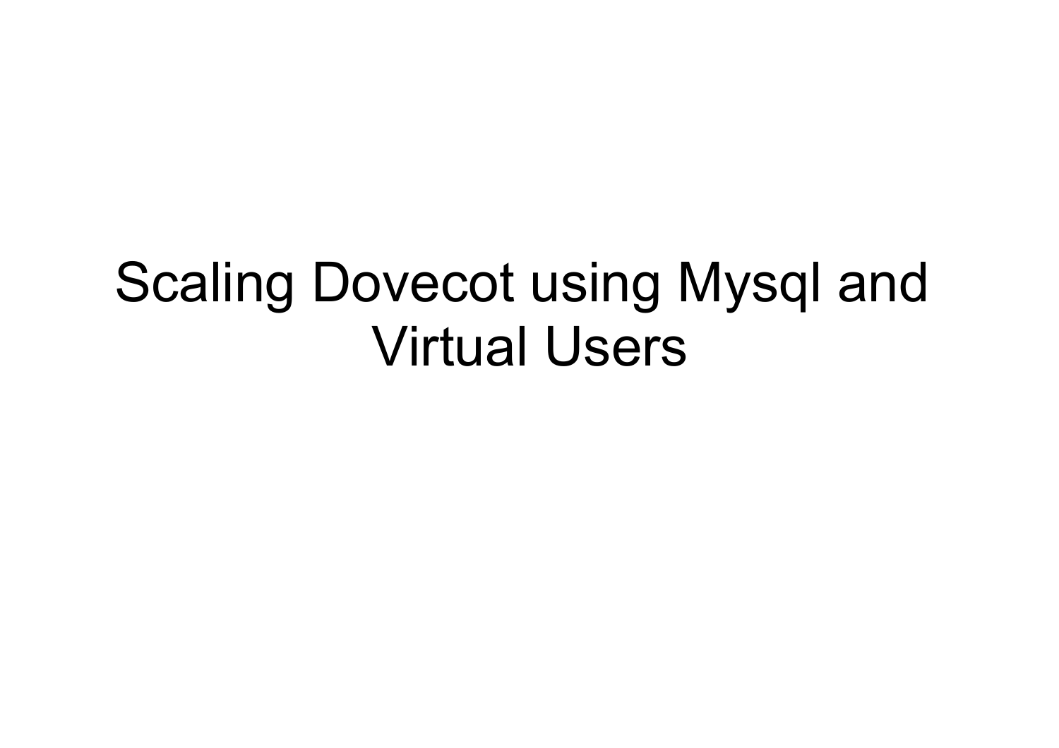# Scaling Dovecot using Mysql and Virtual Users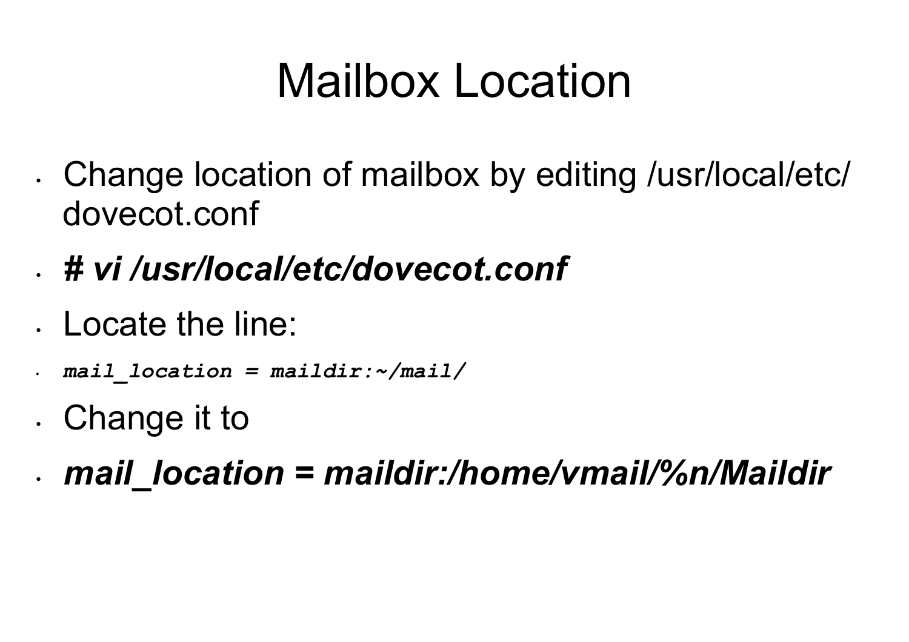# Mailbox Location

- Change location of mailbox by editing /usr/local/etc/dovecot.conf
- ***# vi /usr/local/etc/dovecot.conf***
- Locate the line:
- ***`mail_location = maildir:~/mail/`***
- Change it to
- ***mail_location = maildir:/home/vmail/%n/Maildir***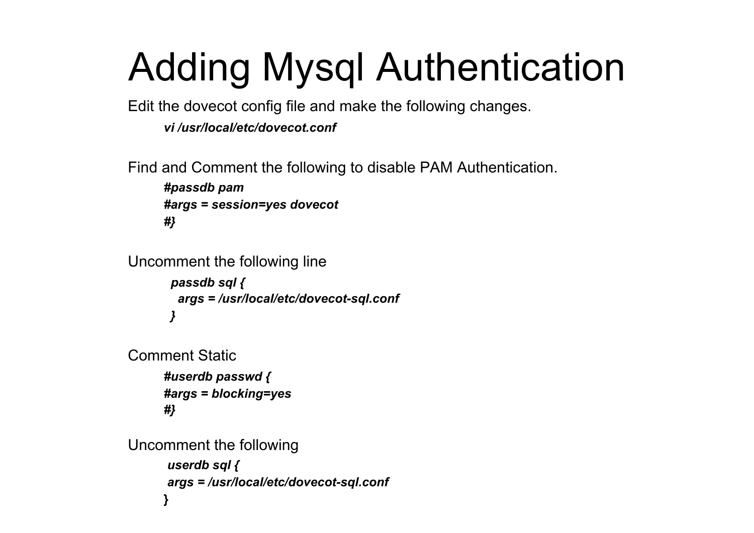# Adding Mysql Authentication

Edit the dovecot config file and make the following changes.

```
vi /usr/local/etc/dovecot.conf
```

Find and Comment the following to disable PAM Authentication.

```
#passdb pam
#args = session=yes dovecot
#}
```

Uncomment the following line

```
 passdb sql {
   args = /usr/local/etc/dovecot-sql.conf
 }
```

Comment Static

```
#userdb passwd {
#args = blocking=yes
#}
```

Uncomment the following

```
 userdb sql {
 args = /usr/local/etc/dovecot-sql.conf
}
```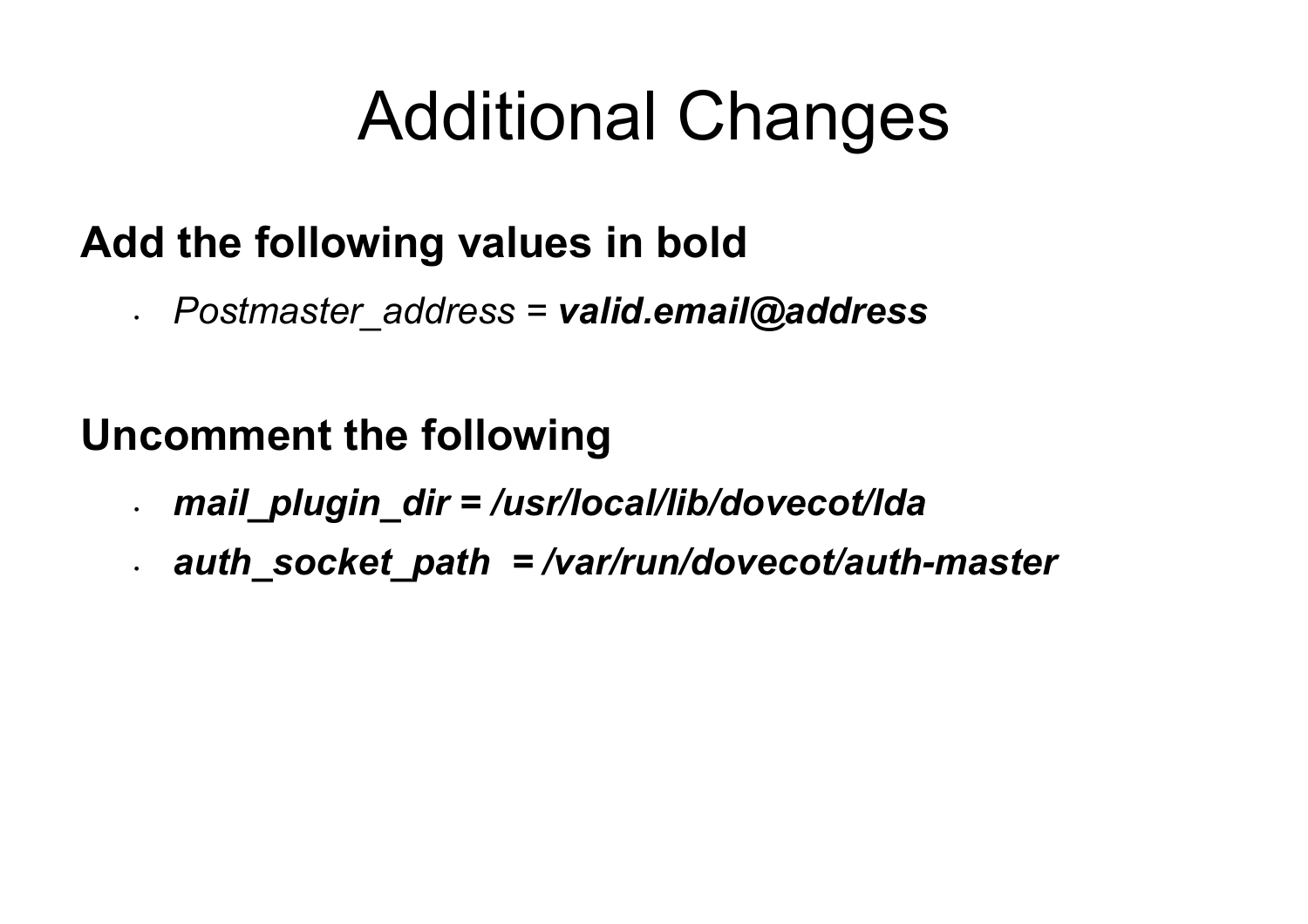# Additional Changes

**Add the following values in bold**

- *Postmaster_address =* ***valid.email@address***

**Uncomment the following**

- ***mail_plugin_dir = /usr/local/lib/dovecot/lda***
- ***auth_socket_path  = /var/run/dovecot/auth-master***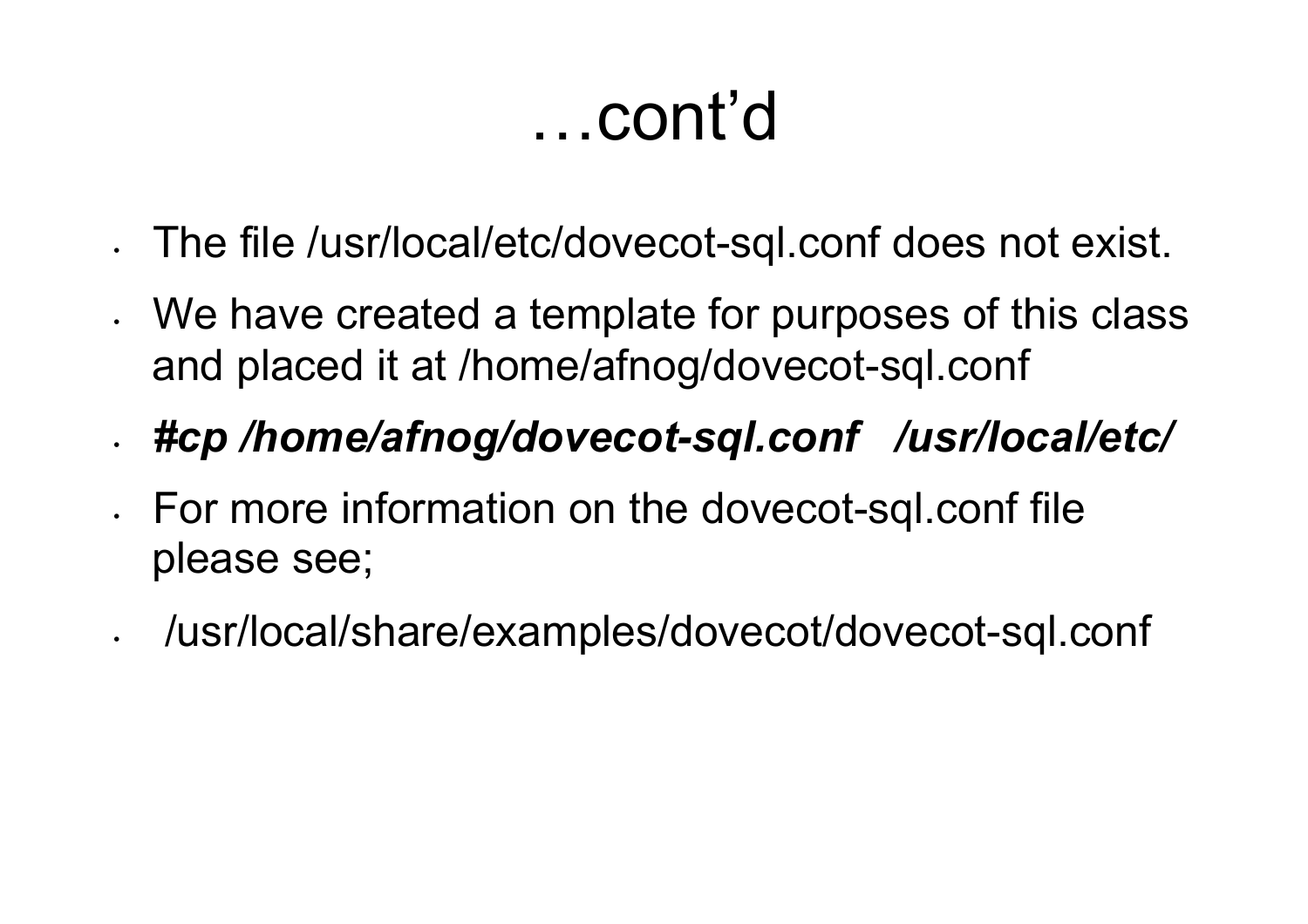# …cont'd

- The file /usr/local/etc/dovecot-sql.conf does not exist.
- We have created a template for purposes of this class and placed it at /home/afnog/dovecot-sql.conf
- ***#cp /home/afnog/dovecot-sql.conf   /usr/local/etc/***
- For more information on the dovecot-sql.conf file please see;
- /usr/local/share/examples/dovecot/dovecot-sql.conf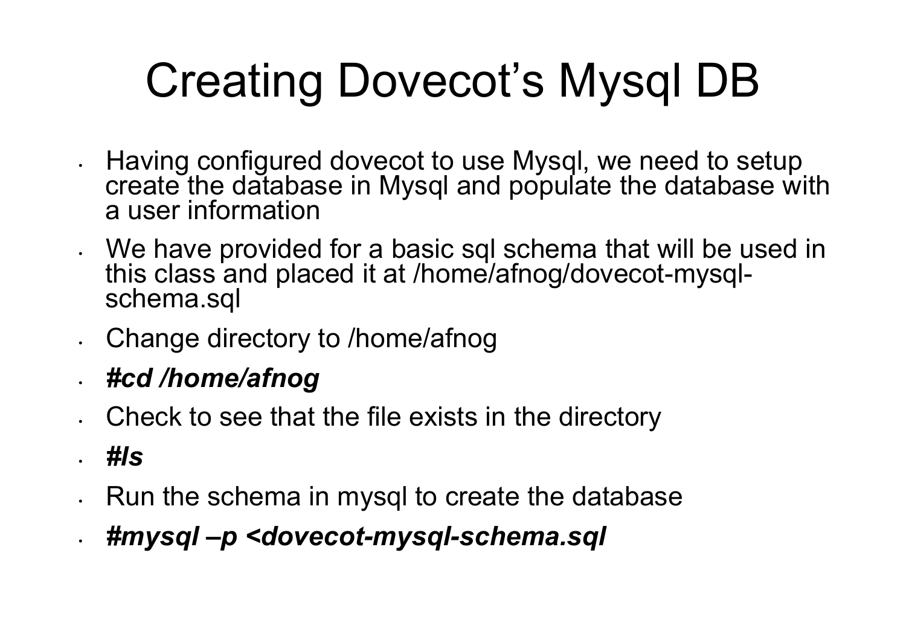# Creating Dovecot's Mysql DB

- Having configured dovecot to use Mysql, we need to setup create the database in Mysql and populate the database with a user information
- We have provided for a basic sql schema that will be used in this class and placed it at /home/afnog/dovecot-mysql-schema.sql
- Change directory to /home/afnog
- ***#cd /home/afnog***
- Check to see that the file exists in the directory
- ***#ls***
- Run the schema in mysql to create the database
- ***#mysql –p <dovecot-mysql-schema.sql***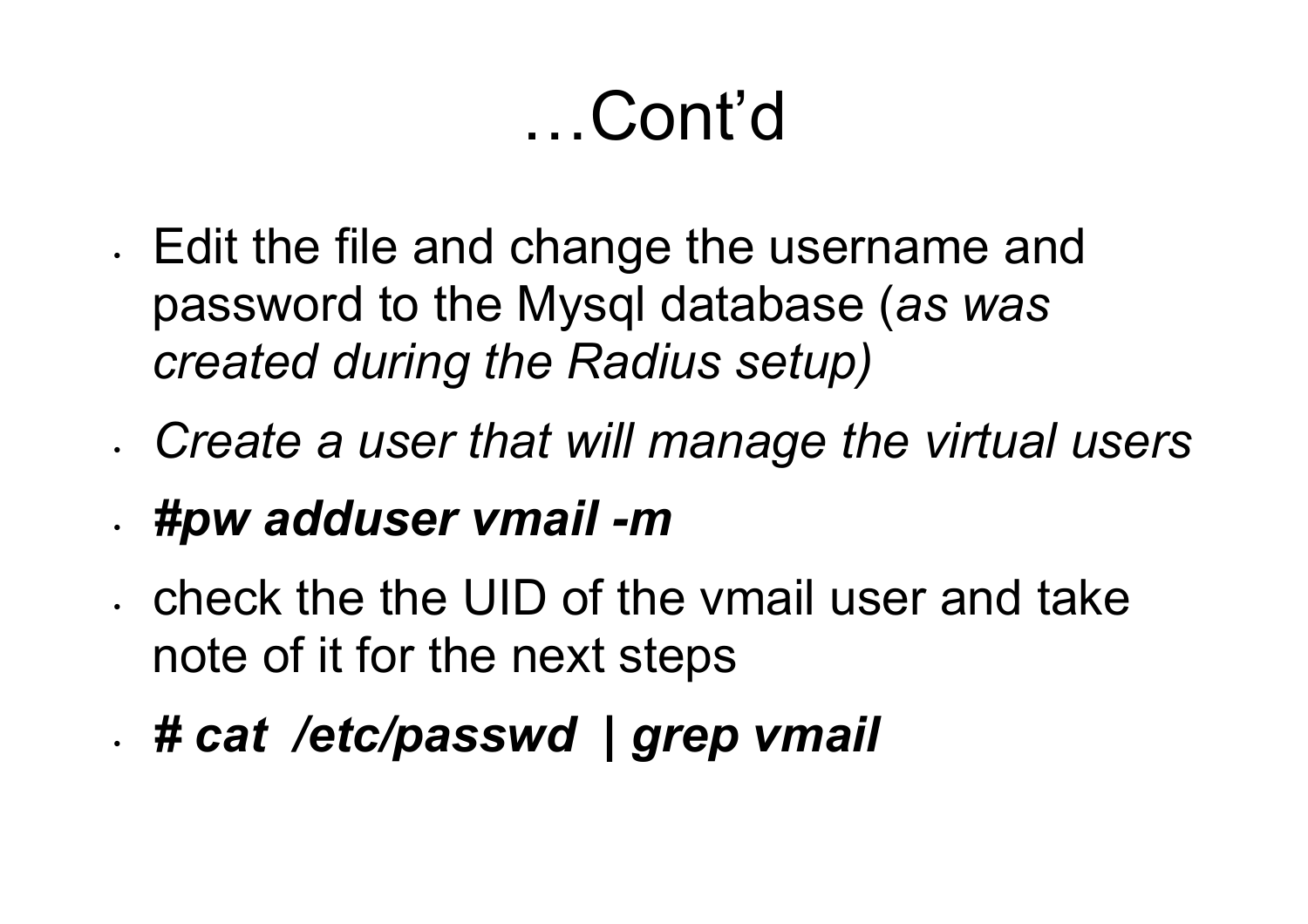# …Cont'd

- Edit the file and change the username and password to the Mysql database (*as was created during the Radius setup)*
- *Create a user that will manage the virtual users*
- ***#pw adduser vmail -m***
- check the the UID of the vmail user and take note of it for the next steps
- ***# cat /etc/passwd | grep vmail***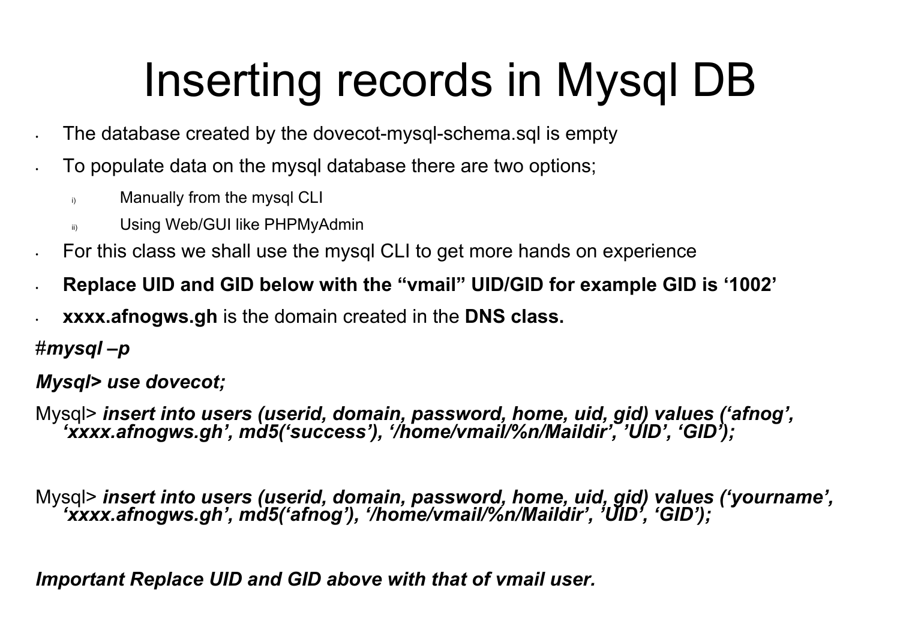# Inserting records in Mysql DB

- The database created by the dovecot-mysql-schema.sql is empty
- To populate data on the mysql database there are two options;
  1. Manually from the mysql CLI
  2. Using Web/GUI like PHPMyAdmin
- For this class we shall use the mysql CLI to get more hands on experience
- **Replace UID and GID below with the "vmail" UID/GID for example GID is '1002'**
- **xxxx.afnogws.gh** is the domain created in the **DNS class.**

#***mysql –p***

***Mysql> use dovecot;***

Mysql> ***insert into users (userid, domain, password, home, uid, gid) values ('afnog', 'xxxx.afnogws.gh', md5('success'), '/home/vmail/%n/Maildir', 'UID', 'GID');***

Mysql> ***insert into users (userid, domain, password, home, uid, gid) values ('yourname', 'xxxx.afnogws.gh', md5('afnog'), '/home/vmail/%n/Maildir', 'UID', 'GID');***

***Important Replace UID and GID above with that of vmail user.***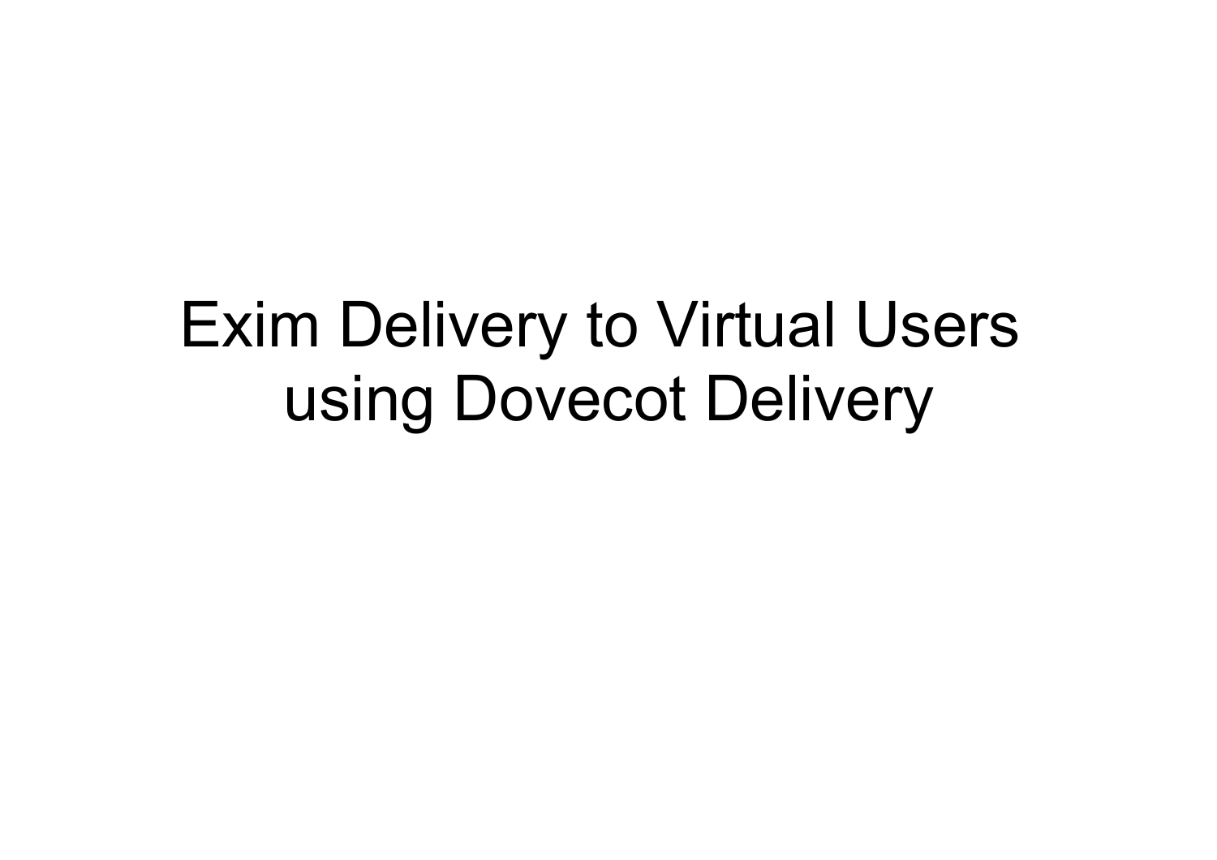# Exim Delivery to Virtual Users using Dovecot Delivery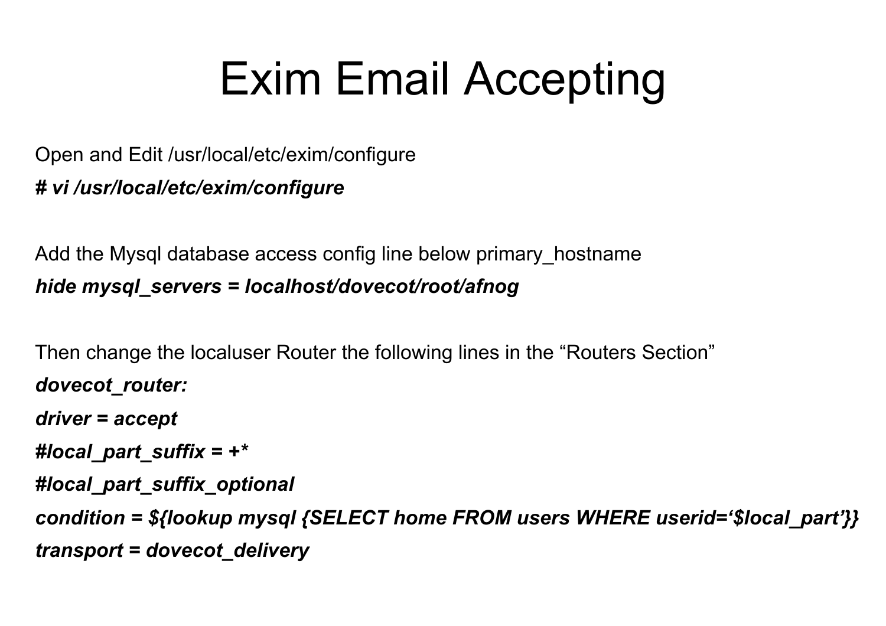# Exim Email Accepting

Open and Edit /usr/local/etc/exim/configure

***# vi /usr/local/etc/exim/configure***

Add the Mysql database access config line below primary_hostname

***hide mysql_servers = localhost/dovecot/root/afnog***

Then change the localuser Router the following lines in the “Routers Section”

***dovecot_router:***

***driver = accept***

***#local_part_suffix = +****

***#local_part_suffix_optional***

***condition = ${lookup mysql {SELECT home FROM users WHERE userid=‘$local_part’}}***

***transport = dovecot_delivery***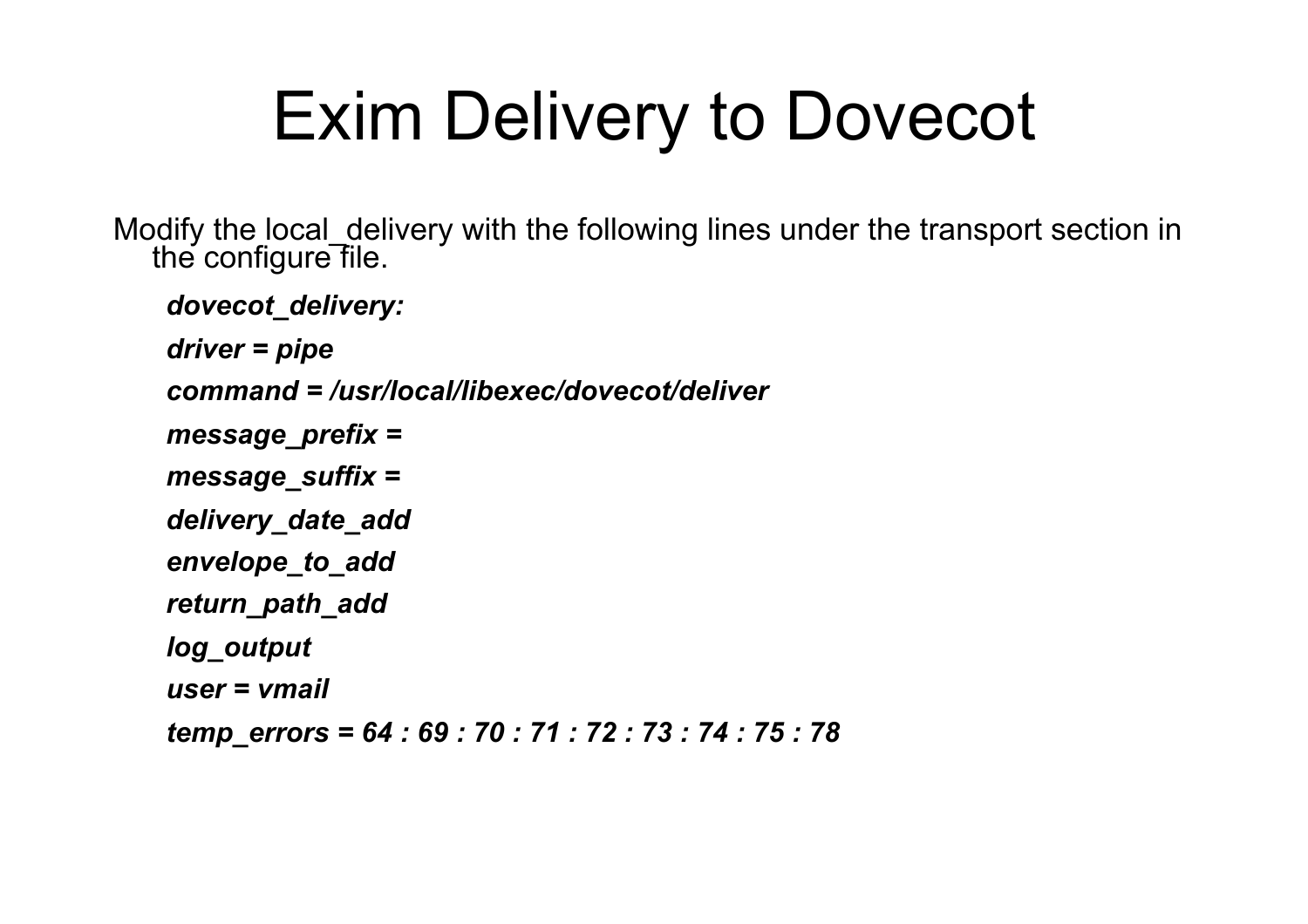# Exim Delivery to Dovecot

Modify the local_delivery with the following lines under the transport section in the configure file.

```
dovecot_delivery:
driver = pipe
command = /usr/local/libexec/dovecot/deliver
message_prefix =
message_suffix =
delivery_date_add
envelope_to_add
return_path_add
log_output
user = vmail
temp_errors = 64 : 69 : 70 : 71 : 72 : 73 : 74 : 75 : 78
```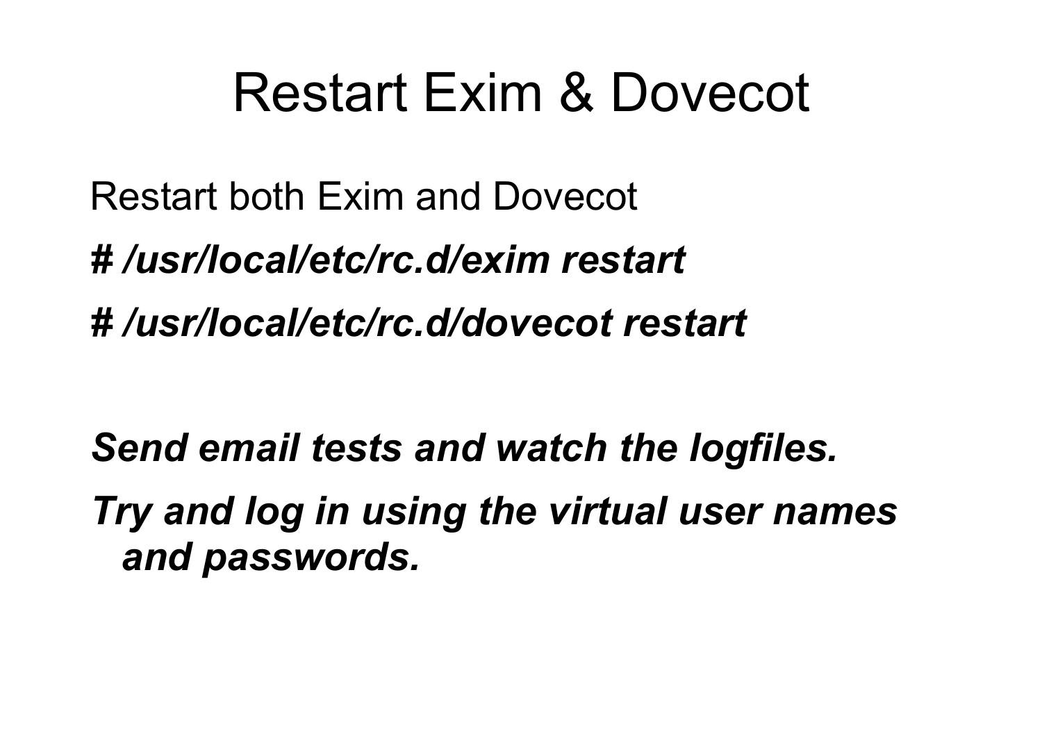# Restart Exim & Dovecot

Restart both Exim and Dovecot

***# /usr/local/etc/rc.d/exim restart***

***# /usr/local/etc/rc.d/dovecot restart***

***Send email tests and watch the logfiles.***

***Try and log in using the virtual user names and passwords.***